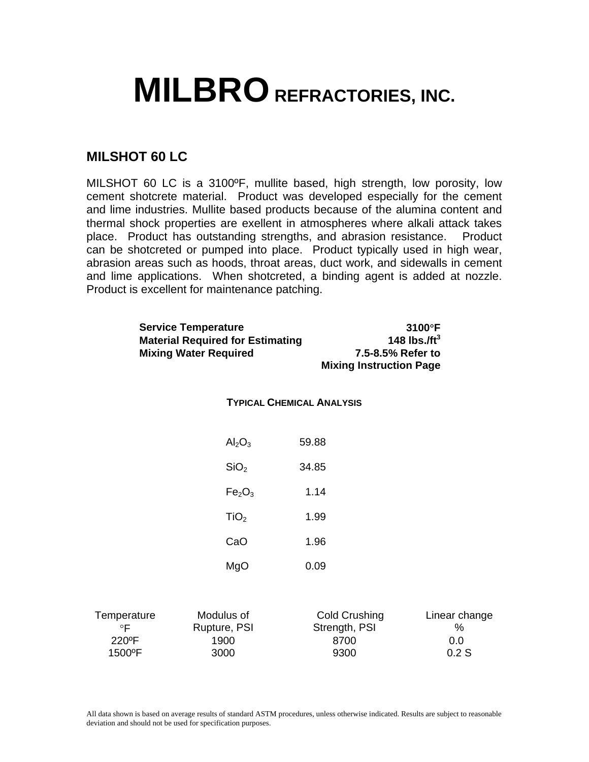# MILBRO REFRACTORIES, INC.

## MILSHOT 60 LC

MILSHOT 60 LC is a 3100ºF, mullite based, high strength, low porosity, low cement shotcrete material. Product was developed especially for the cement and lime industries. Mullite based products because of the alumina content and thermal shock properties are exellent in atmospheres where alkali attack takes place. Product has outstanding strengths, and abrasion resistance. Product can be shotcreted or pumped into place. Product typically used in high wear, abrasion areas such as hoods, throat areas, duct work, and sidewalls in cement and lime applications. When shotcreted, a binding agent is added at nozzle. Product is excellent for maintenance patching.

| | |
|---|---|
| **Service Temperature** | **3100°F** |
| **Material Required for Estimating** | **148 lbs./ft$^3$** |
| **Mixing Water Required** | **7.5-8.5% Refer to Mixing Instruction Page** |

### TYPICAL CHEMICAL ANALYSIS

| | |
|---|---|
| $Al_2O_3$ | 59.88 |
| $SiO_2$ | 34.85 |
| $Fe_2O_3$ | 1.14 |
| $TiO_2$ | 1.99 |
| CaO | 1.96 |
| MgO | 0.09 |

| Temperature °F | Modulus of Rupture, PSI | Cold Crushing Strength, PSI | Linear change % |
|---|---|---|---|
| 220ºF | 1900 | 8700 | 0.0 |
| 1500ºF | 3000 | 9300 | 0.2 S |

All data shown is based on average results of standard ASTM procedures, unless otherwise indicated. Results are subject to reasonable deviation and should not be used for specification purposes.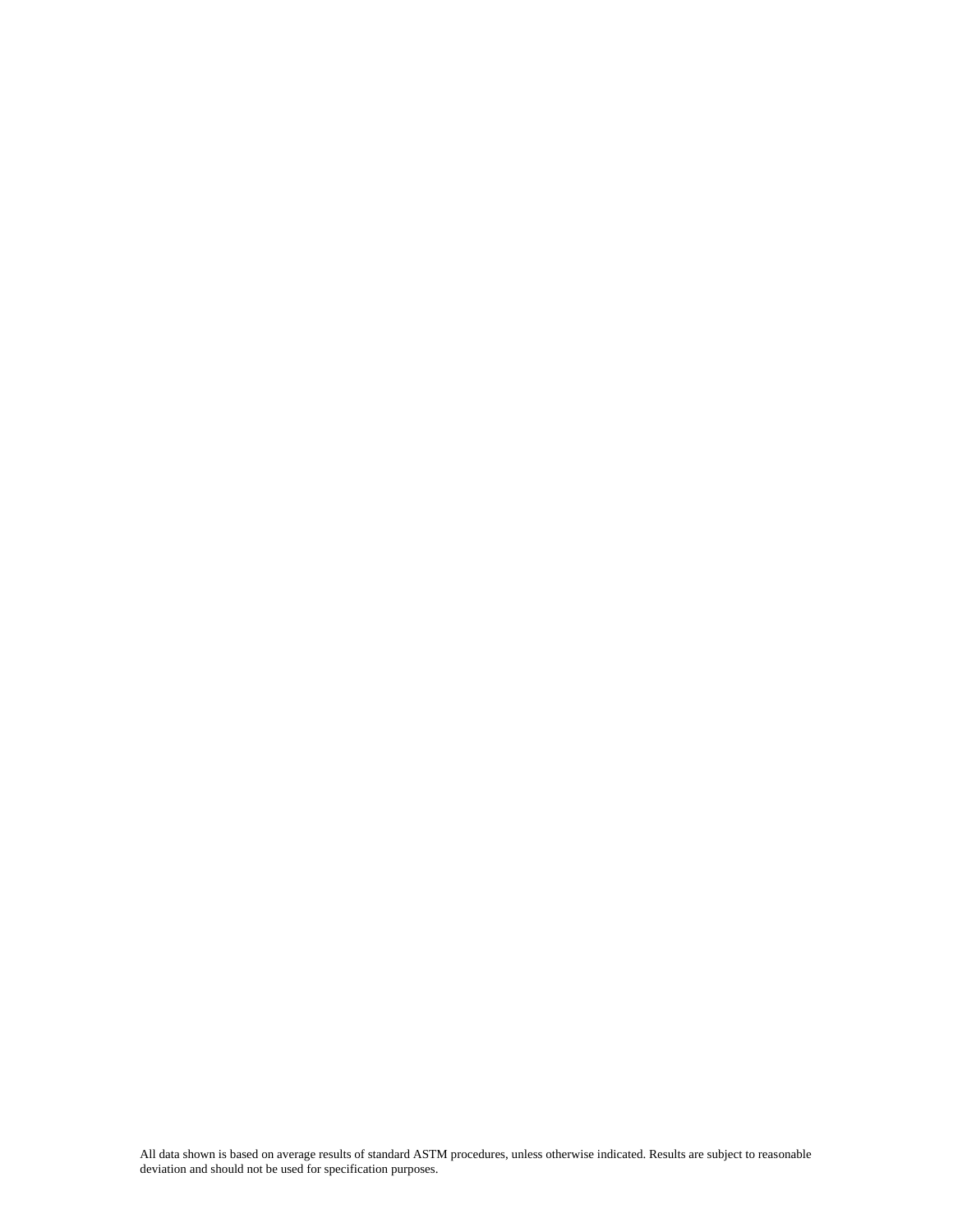All data shown is based on average results of standard ASTM procedures, unless otherwise indicated. Results are subject to reasonable deviation and should not be used for specification purposes.